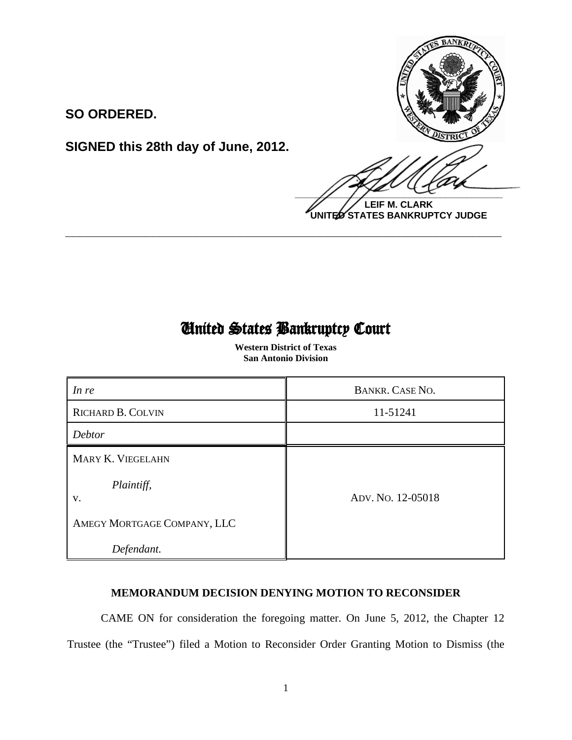**SO ORDERED.**

**SIGNED this 28th day of June, 2012.**

**LEIF M. CLARK**
**UNITED STATES BANKRUPTCY JUDGE**

---

# United States Bankruptcy Court

**Western District of Texas**
**San Antonio Division**

| *In re* | BANKR. CASE NO. |
|---|---|
| RICHARD B. COLVIN | 11-51241 |
| *Debtor* | |
| MARY K. VIEGELAHN<br><br>*Plaintiff,*<br>v.<br><br>AMEGY MORTGAGE COMPANY, LLC<br><br>*Defendant.* | ADV. NO. 12-05018 |

**MEMORANDUM DECISION DENYING MOTION TO RECONSIDER**

CAME ON for consideration the foregoing matter. On June 5, 2012, the Chapter 12 Trustee (the "Trustee") filed a Motion to Reconsider Order Granting Motion to Dismiss (the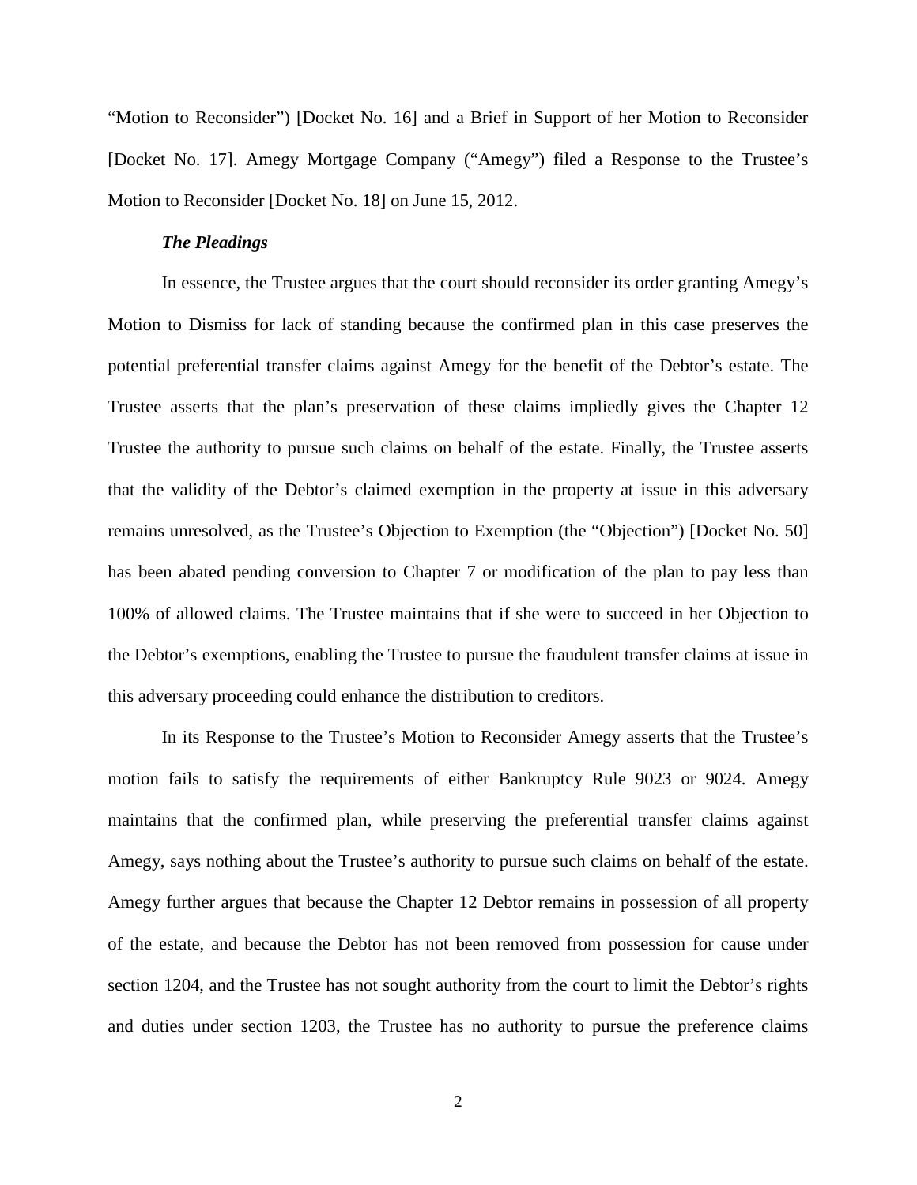"Motion to Reconsider") [Docket No. 16] and a Brief in Support of her Motion to Reconsider [Docket No. 17]. Amegy Mortgage Company ("Amegy") filed a Response to the Trustee's Motion to Reconsider [Docket No. 18] on June 15, 2012.

***The Pleadings***

In essence, the Trustee argues that the court should reconsider its order granting Amegy's Motion to Dismiss for lack of standing because the confirmed plan in this case preserves the potential preferential transfer claims against Amegy for the benefit of the Debtor's estate. The Trustee asserts that the plan's preservation of these claims impliedly gives the Chapter 12 Trustee the authority to pursue such claims on behalf of the estate. Finally, the Trustee asserts that the validity of the Debtor's claimed exemption in the property at issue in this adversary remains unresolved, as the Trustee's Objection to Exemption (the "Objection") [Docket No. 50] has been abated pending conversion to Chapter 7 or modification of the plan to pay less than 100% of allowed claims. The Trustee maintains that if she were to succeed in her Objection to the Debtor's exemptions, enabling the Trustee to pursue the fraudulent transfer claims at issue in this adversary proceeding could enhance the distribution to creditors.

In its Response to the Trustee's Motion to Reconsider Amegy asserts that the Trustee's motion fails to satisfy the requirements of either Bankruptcy Rule 9023 or 9024. Amegy maintains that the confirmed plan, while preserving the preferential transfer claims against Amegy, says nothing about the Trustee's authority to pursue such claims on behalf of the estate. Amegy further argues that because the Chapter 12 Debtor remains in possession of all property of the estate, and because the Debtor has not been removed from possession for cause under section 1204, and the Trustee has not sought authority from the court to limit the Debtor's rights and duties under section 1203, the Trustee has no authority to pursue the preference claims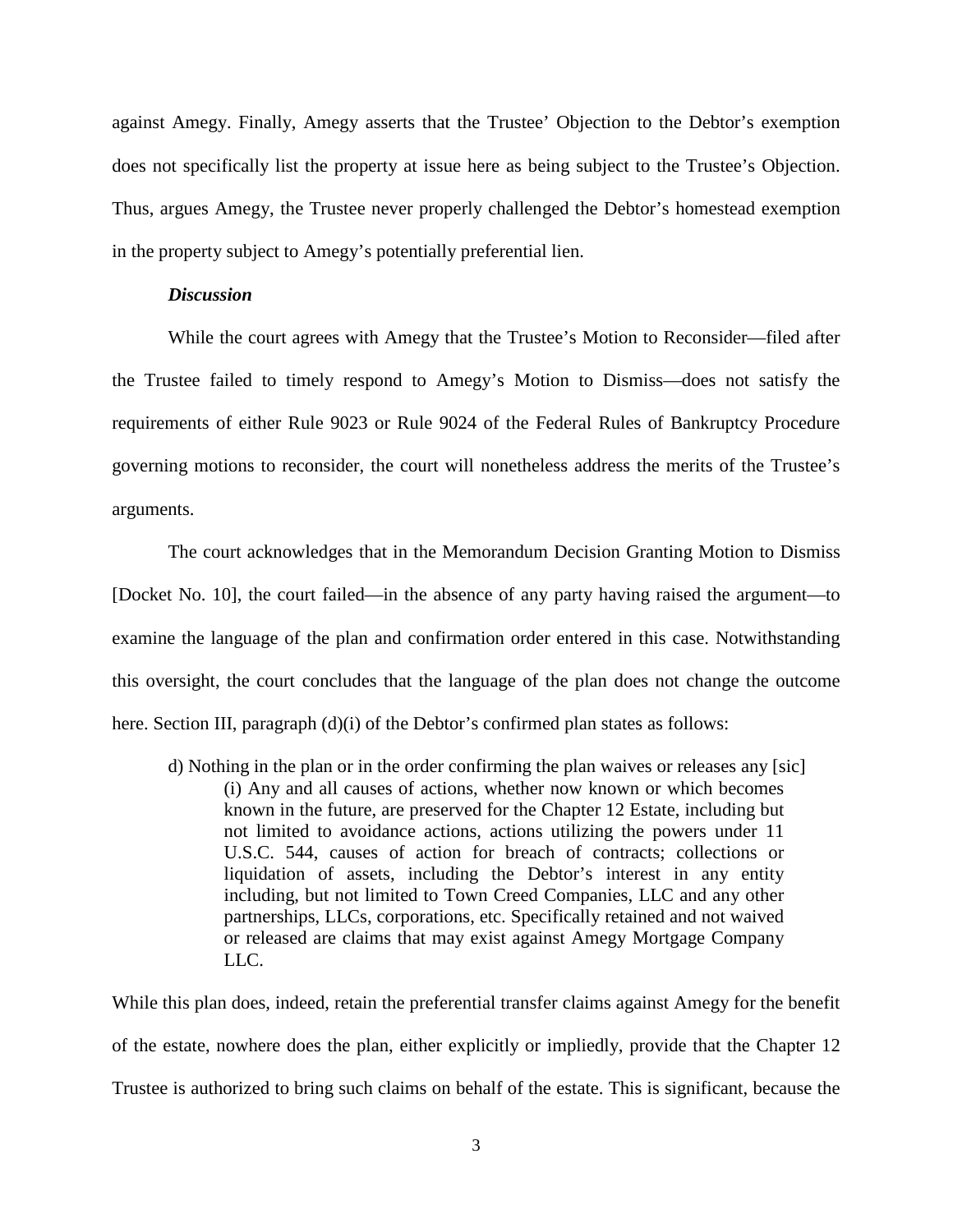against Amegy. Finally, Amegy asserts that the Trustee' Objection to the Debtor's exemption does not specifically list the property at issue here as being subject to the Trustee's Objection. Thus, argues Amegy, the Trustee never properly challenged the Debtor's homestead exemption in the property subject to Amegy's potentially preferential lien.

***Discussion***

While the court agrees with Amegy that the Trustee's Motion to Reconsider—filed after the Trustee failed to timely respond to Amegy's Motion to Dismiss—does not satisfy the requirements of either Rule 9023 or Rule 9024 of the Federal Rules of Bankruptcy Procedure governing motions to reconsider, the court will nonetheless address the merits of the Trustee's arguments.

The court acknowledges that in the Memorandum Decision Granting Motion to Dismiss [Docket No. 10], the court failed—in the absence of any party having raised the argument—to examine the language of the plan and confirmation order entered in this case. Notwithstanding this oversight, the court concludes that the language of the plan does not change the outcome here. Section III, paragraph (d)(i) of the Debtor's confirmed plan states as follows:

> d) Nothing in the plan or in the order confirming the plan waives or releases any [sic]
>
> (i) Any and all causes of actions, whether now known or which becomes known in the future, are preserved for the Chapter 12 Estate, including but not limited to avoidance actions, actions utilizing the powers under 11 U.S.C. 544, causes of action for breach of contracts; collections or liquidation of assets, including the Debtor's interest in any entity including, but not limited to Town Creed Companies, LLC and any other partnerships, LLCs, corporations, etc. Specifically retained and not waived or released are claims that may exist against Amegy Mortgage Company LLC.

While this plan does, indeed, retain the preferential transfer claims against Amegy for the benefit of the estate, nowhere does the plan, either explicitly or impliedly, provide that the Chapter 12 Trustee is authorized to bring such claims on behalf of the estate. This is significant, because the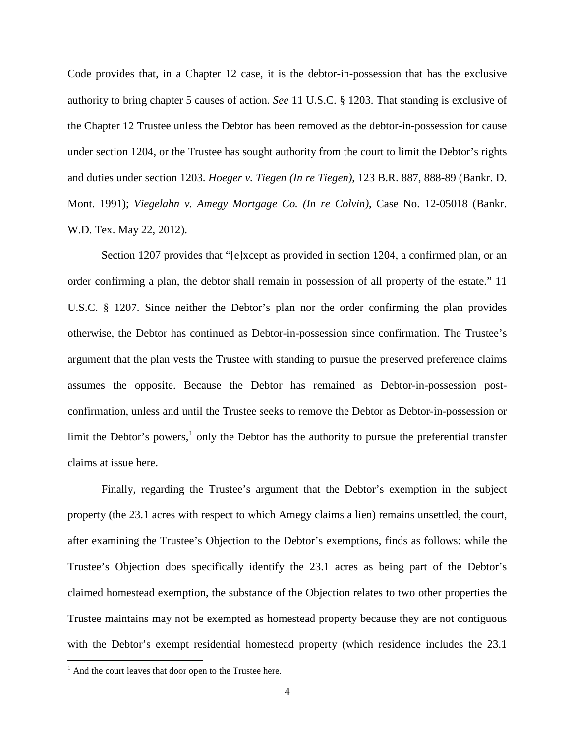Code provides that, in a Chapter 12 case, it is the debtor-in-possession that has the exclusive authority to bring chapter 5 causes of action. *See* 11 U.S.C. § 1203. That standing is exclusive of the Chapter 12 Trustee unless the Debtor has been removed as the debtor-in-possession for cause under section 1204, or the Trustee has sought authority from the court to limit the Debtor's rights and duties under section 1203. *Hoeger v. Tiegen (In re Tiegen)*, 123 B.R. 887, 888-89 (Bankr. D. Mont. 1991); *Viegelahn v. Amegy Mortgage Co. (In re Colvin)*, Case No. 12-05018 (Bankr. W.D. Tex. May 22, 2012).

Section 1207 provides that "[e]xcept as provided in section 1204, a confirmed plan, or an order confirming a plan, the debtor shall remain in possession of all property of the estate." 11 U.S.C. § 1207. Since neither the Debtor's plan nor the order confirming the plan provides otherwise, the Debtor has continued as Debtor-in-possession since confirmation. The Trustee's argument that the plan vests the Trustee with standing to pursue the preserved preference claims assumes the opposite. Because the Debtor has remained as Debtor-in-possession post-confirmation, unless and until the Trustee seeks to remove the Debtor as Debtor-in-possession or limit the Debtor's powers,[1] only the Debtor has the authority to pursue the preferential transfer claims at issue here.

Finally, regarding the Trustee's argument that the Debtor's exemption in the subject property (the 23.1 acres with respect to which Amegy claims a lien) remains unsettled, the court, after examining the Trustee's Objection to the Debtor's exemptions, finds as follows: while the Trustee's Objection does specifically identify the 23.1 acres as being part of the Debtor's claimed homestead exemption, the substance of the Objection relates to two other properties the Trustee maintains may not be exempted as homestead property because they are not contiguous with the Debtor's exempt residential homestead property (which residence includes the 23.1

[1] And the court leaves that door open to the Trustee here.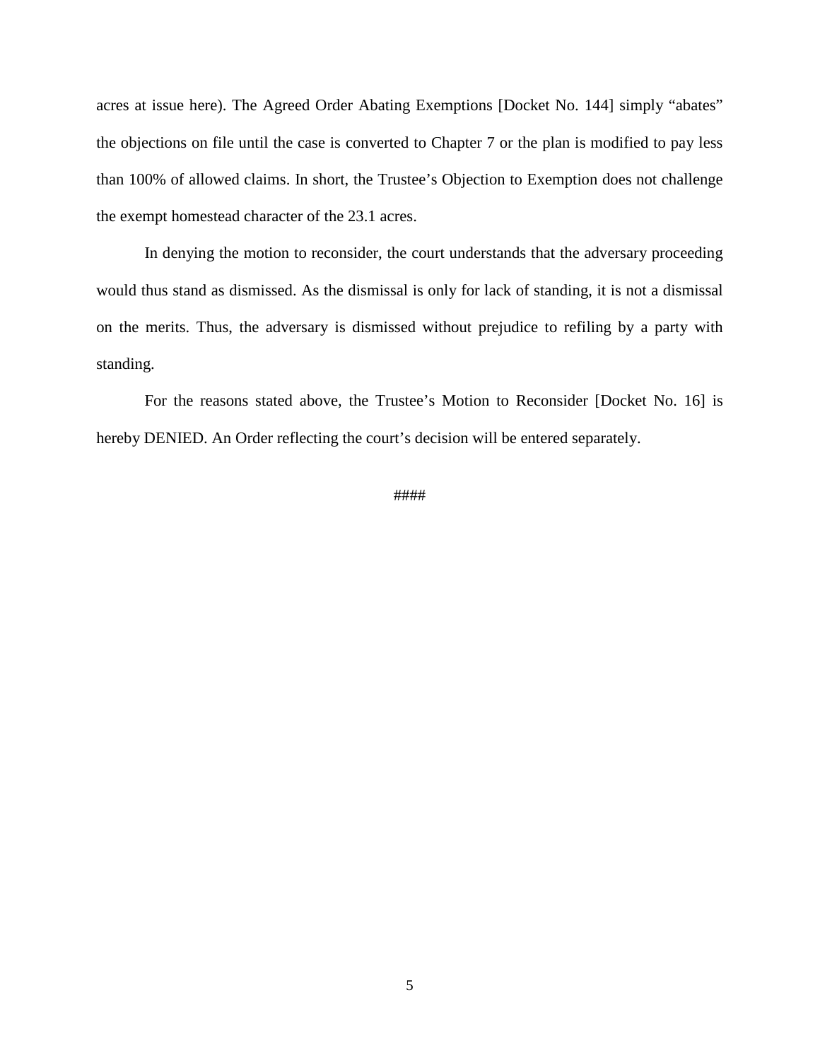acres at issue here). The Agreed Order Abating Exemptions [Docket No. 144] simply "abates" the objections on file until the case is converted to Chapter 7 or the plan is modified to pay less than 100% of allowed claims. In short, the Trustee's Objection to Exemption does not challenge the exempt homestead character of the 23.1 acres.

In denying the motion to reconsider, the court understands that the adversary proceeding would thus stand as dismissed. As the dismissal is only for lack of standing, it is not a dismissal on the merits. Thus, the adversary is dismissed without prejudice to refiling by a party with standing.

For the reasons stated above, the Trustee's Motion to Reconsider [Docket No. 16] is hereby DENIED. An Order reflecting the court's decision will be entered separately.

####